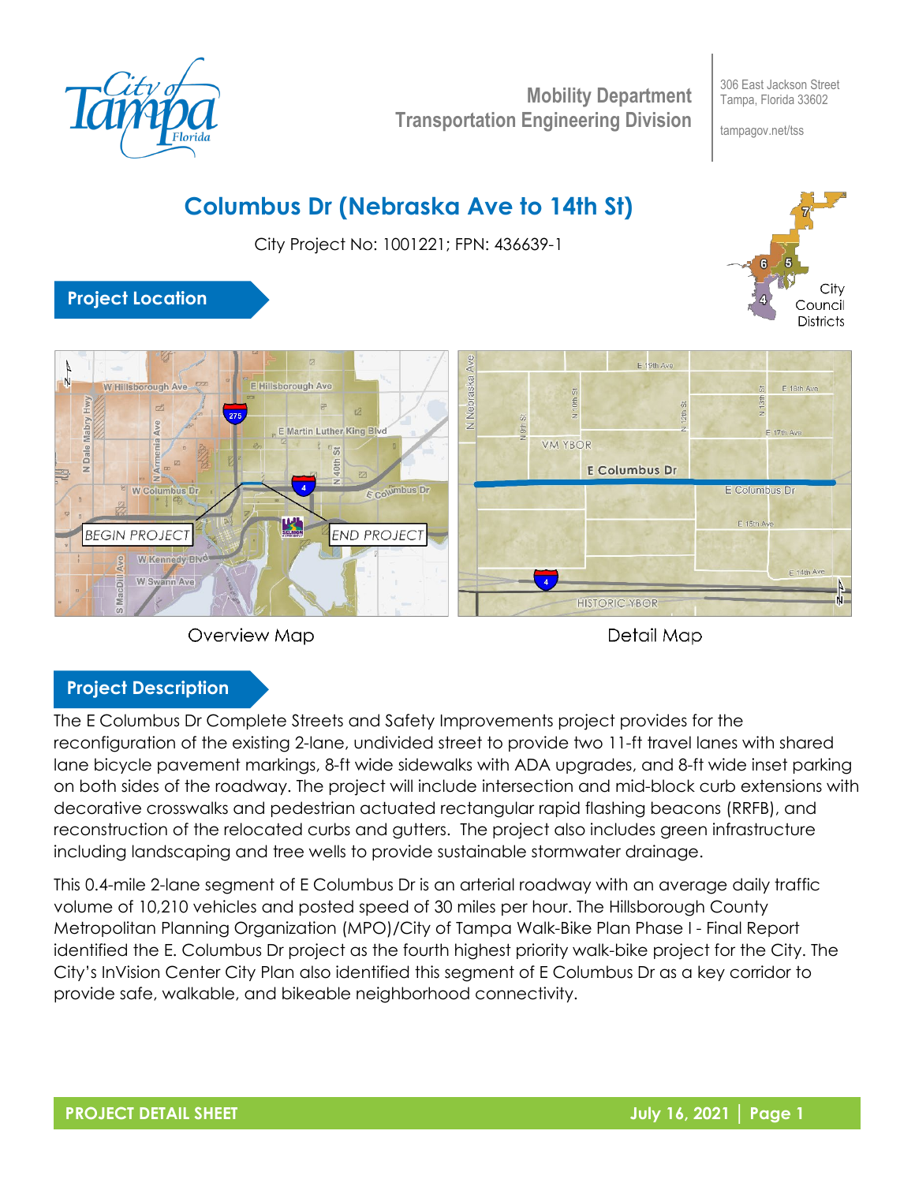**Mobility Department**
**Transportation Engineering Division**

306 East Jackson Street
Tampa, Florida 33602

tampagov.net/tss

# Columbus Dr (Nebraska Ave to 14th St)

City Project No: 1001221; FPN: 436639-1

## Project Location

Overview Map

Detail Map

## Project Description

The E Columbus Dr Complete Streets and Safety Improvements project provides for the reconfiguration of the existing 2-lane, undivided street to provide two 11-ft travel lanes with shared lane bicycle pavement markings, 8-ft wide sidewalks with ADA upgrades, and 8-ft wide inset parking on both sides of the roadway. The project will include intersection and mid-block curb extensions with decorative crosswalks and pedestrian actuated rectangular rapid flashing beacons (RRFB), and reconstruction of the relocated curbs and gutters. The project also includes green infrastructure including landscaping and tree wells to provide sustainable stormwater drainage.

This 0.4-mile 2-lane segment of E Columbus Dr is an arterial roadway with an average daily traffic volume of 10,210 vehicles and posted speed of 30 miles per hour. The Hillsborough County Metropolitan Planning Organization (MPO)/City of Tampa Walk-Bike Plan Phase I - Final Report identified the E. Columbus Dr project as the fourth highest priority walk-bike project for the City. The City's InVision Center City Plan also identified this segment of E Columbus Dr as a key corridor to provide safe, walkable, and bikeable neighborhood connectivity.

**PROJECT DETAIL SHEET** — **July 16, 2021**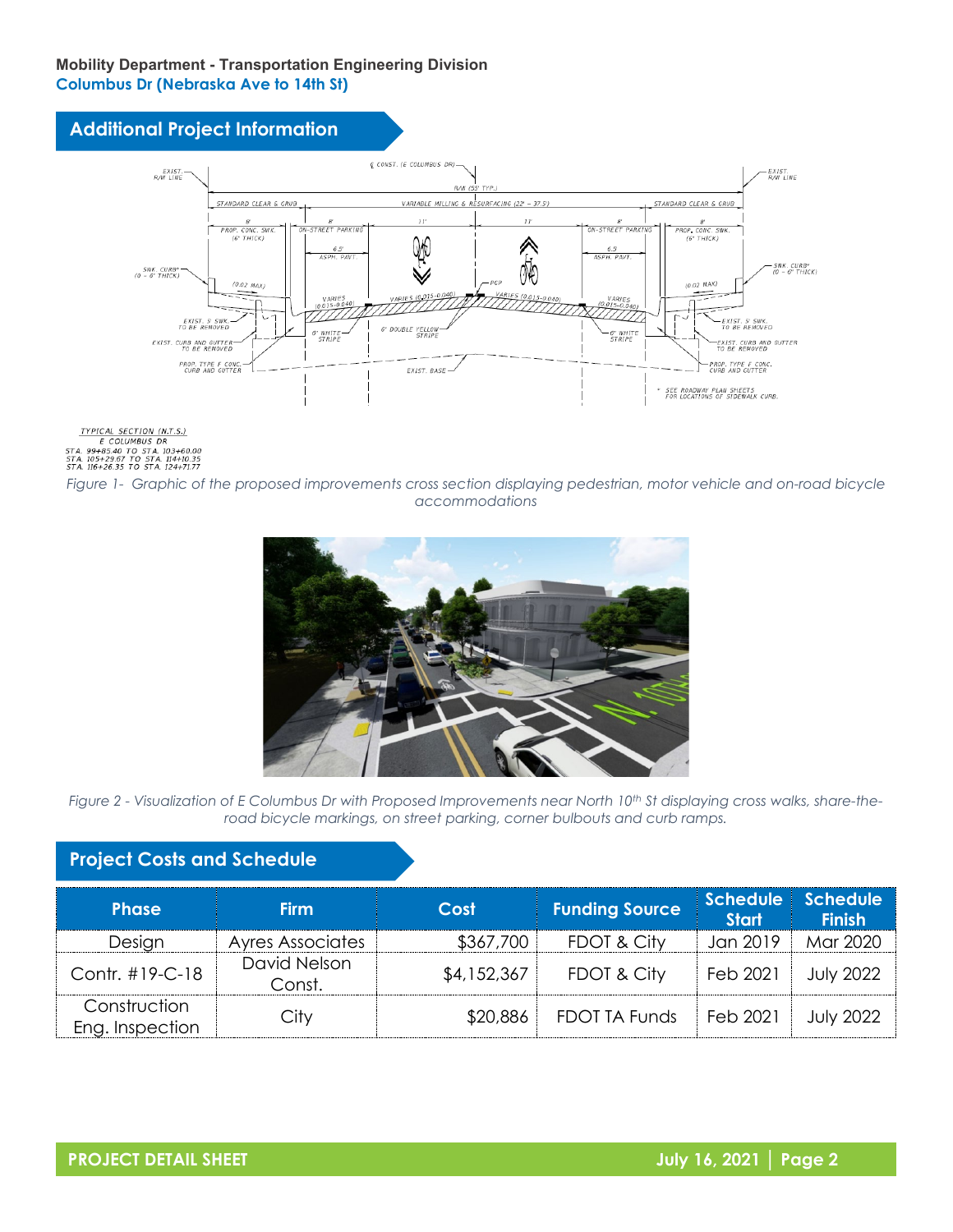**Mobility Department - Transportation Engineering Division**
**Columbus Dr (Nebraska Ave to 14th St)**

## Additional Project Information

TYPICAL SECTION (N.T.S.)
E COLUMBUS DR
STA. 99+85.40 TO STA. 103+60.00
STA. 105+29.67 TO STA. 114+10.35
STA. 116+26.35 TO STA. 124+71.77

*Figure 1- Graphic of the proposed improvements cross section displaying pedestrian, motor vehicle and on-road bicycle accommodations*

*Figure 2 - Visualization of E Columbus Dr with Proposed Improvements near North 10th St displaying cross walks, share-the-road bicycle markings, on street parking, corner bulbouts and curb ramps.*

## Project Costs and Schedule

| Phase | Firm | Cost | Funding Source | Schedule Start | Schedule Finish |
|---|---|---|---|---|---|
| Design | Ayres Associates | $367,700 | FDOT & City | Jan 2019 | Mar 2020 |
| Contr. #19-C-18 | David Nelson Const. | $4,152,367 | FDOT & City | Feb 2021 | July 2022 |
| Construction Eng. Inspection | City | $20,886 | FDOT TA Funds | Feb 2021 | July 2022 |

**PROJECT DETAIL SHEET** July 16, 2021